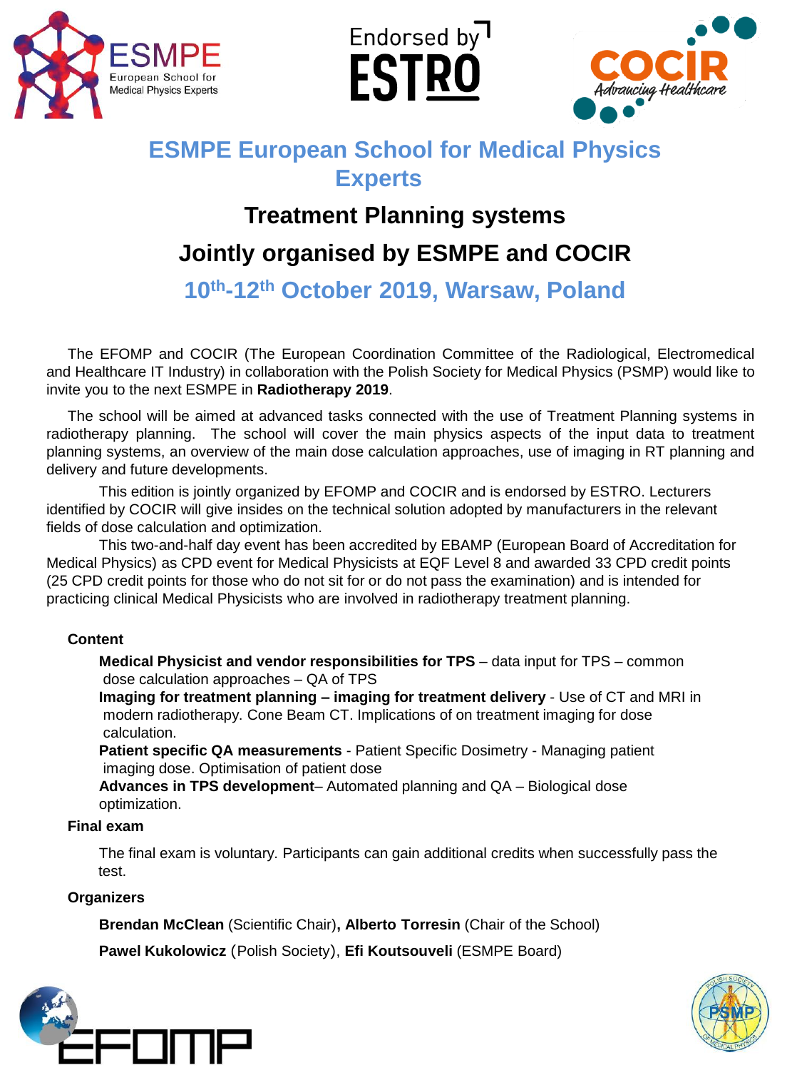Endorsed by ESTRO

# ESMPE European School for Medical Physics Experts

## Treatment Planning systems

## Jointly organised by ESMPE and COCIR

### 10th-12th October 2019, Warsaw, Poland

The EFOMP and COCIR (The European Coordination Committee of the Radiological, Electromedical and Healthcare IT Industry) in collaboration with the Polish Society for Medical Physics (PSMP) would like to invite you to the next ESMPE in **Radiotherapy 2019**.

The school will be aimed at advanced tasks connected with the use of Treatment Planning systems in radiotherapy planning. The school will cover the main physics aspects of the input data to treatment planning systems, an overview of the main dose calculation approaches, use of imaging in RT planning and delivery and future developments.

This edition is jointly organized by EFOMP and COCIR and is endorsed by ESTRO. Lecturers identified by COCIR will give insides on the technical solution adopted by manufacturers in the relevant fields of dose calculation and optimization.

This two-and-half day event has been accredited by EBAMP (European Board of Accreditation for Medical Physics) as CPD event for Medical Physicists at EQF Level 8 and awarded 33 CPD credit points (25 CPD credit points for those who do not sit for or do not pass the examination) and is intended for practicing clinical Medical Physicists who are involved in radiotherapy treatment planning.

**Content**

**Medical Physicist and vendor responsibilities for TPS** – data input for TPS – common dose calculation approaches – QA of TPS

**Imaging for treatment planning – imaging for treatment delivery** - Use of CT and MRI in modern radiotherapy. Cone Beam CT. Implications of on treatment imaging for dose calculation.

**Patient specific QA measurements** - Patient Specific Dosimetry - Managing patient imaging dose. Optimisation of patient dose

**Advances in TPS development**– Automated planning and QA – Biological dose optimization.

**Final exam**

The final exam is voluntary. Participants can gain additional credits when successfully pass the test.

**Organizers**

**Brendan McClean** (Scientific Chair)**, Alberto Torresin** (Chair of the School)

**Pawel Kukolowicz** (Polish Society), **Efi Koutsouveli** (ESMPE Board)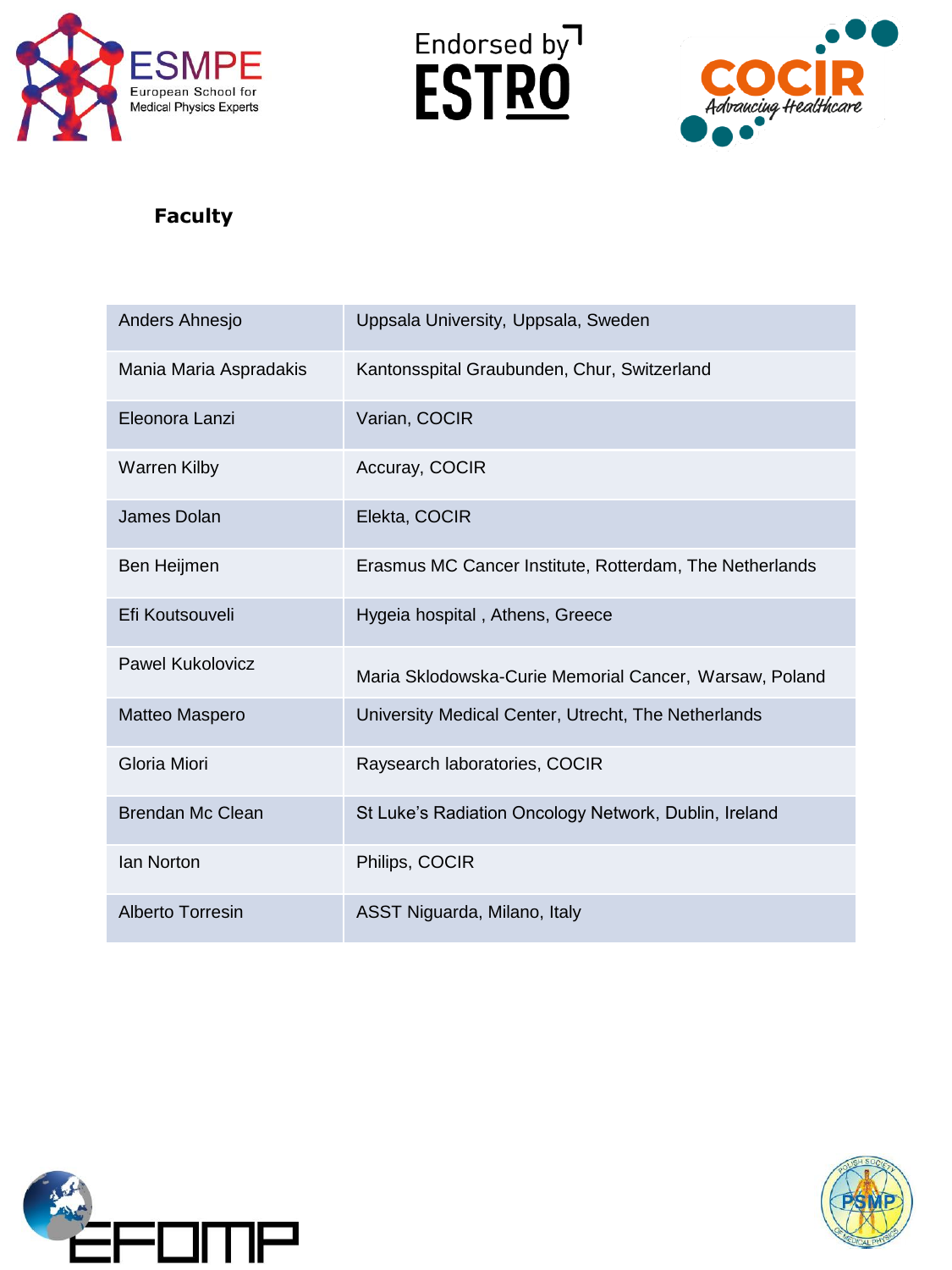## Faculty

| | |
|---|---|
| Anders Ahnesjo | Uppsala University, Uppsala, Sweden |
| Mania Maria Aspradakis | Kantonsspital Graubunden, Chur, Switzerland |
| Eleonora Lanzi | Varian, COCIR |
| Warren Kilby | Accuray, COCIR |
| James Dolan | Elekta, COCIR |
| Ben Heijmen | Erasmus MC Cancer Institute, Rotterdam, The Netherlands |
| Efi Koutsouveli | Hygeia hospital , Athens, Greece |
| Pawel Kukolovicz | Maria Sklodowska-Curie Memorial Cancer, Warsaw, Poland |
| Matteo Maspero | University Medical Center, Utrecht, The Netherlands |
| Gloria Miori | Raysearch laboratories, COCIR |
| Brendan Mc Clean | St Luke's Radiation Oncology Network, Dublin, Ireland |
| Ian Norton | Philips, COCIR |
| Alberto Torresin | ASST Niguarda, Milano, Italy |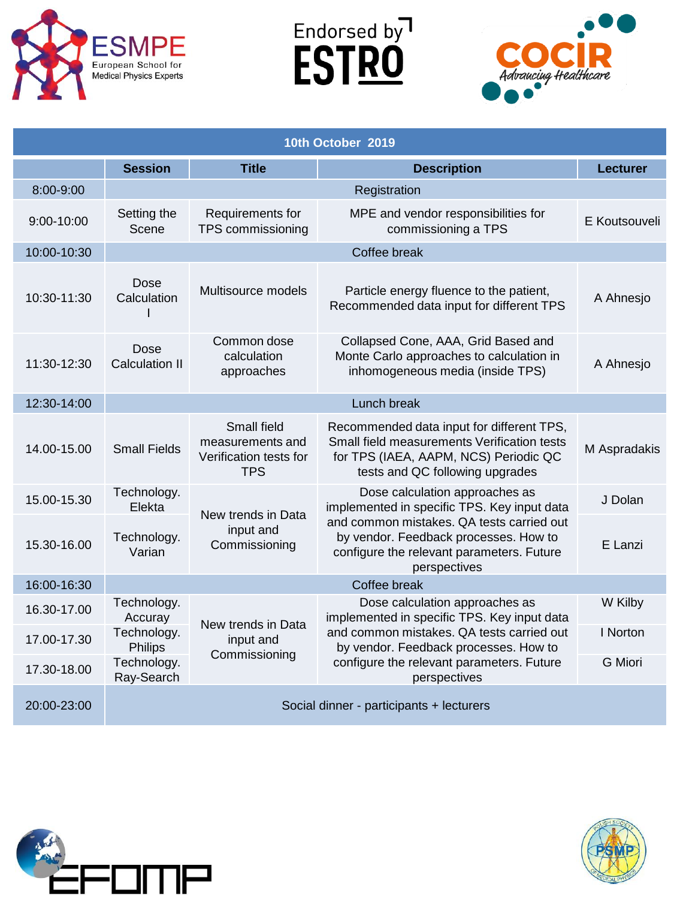Endorsed by ESTRO

| 10th October 2019 | | | | |
|---|---|---|---|---|
| | **Session** | **Title** | **Description** | **Lecturer** |
| 8:00-9:00 | Registration | | | |
| 9:00-10:00 | Setting the Scene | Requirements for TPS commissioning | MPE and vendor responsibilities for commissioning a TPS | E Koutsouveli |
| 10:00-10:30 | Coffee break | | | |
| 10:30-11:30 | Dose Calculation I | Multisource models | Particle energy fluence to the patient, Recommended data input for different TPS | A Ahnesjo |
| 11:30-12:30 | Dose Calculation II | Common dose calculation approaches | Collapsed Cone, AAA, Grid Based and Monte Carlo approaches to calculation in inhomogeneous media (inside TPS) | A Ahnesjo |
| 12:30-14:00 | Lunch break | | | |
| 14.00-15.00 | Small Fields | Small field measurements and Verification tests for TPS | Recommended data input for different TPS, Small field measurements Verification tests for TPS (IAEA, AAPM, NCS) Periodic QC tests and QC following upgrades | M Aspradakis |
| 15.00-15.30 | Technology. Elekta | New trends in Data input and Commissioning | Dose calculation approaches as implemented in specific TPS. Key input data and common mistakes. QA tests carried out by vendor. Feedback processes. How to configure the relevant parameters. Future perspectives | J Dolan |
| 15.30-16.00 | Technology. Varian | | | E Lanzi |
| 16:00-16:30 | Coffee break | | | |
| 16.30-17.00 | Technology. Accuray | New trends in Data input and Commissioning | Dose calculation approaches as implemented in specific TPS. Key input data and common mistakes. QA tests carried out by vendor. Feedback processes. How to configure the relevant parameters. Future perspectives | W Kilby |
| 17.00-17.30 | Technology. Philips | | | I Norton |
| 17.30-18.00 | Technology. Ray-Search | | | G Miori |
| 20:00-23:00 | Social dinner - participants + lecturers | | | |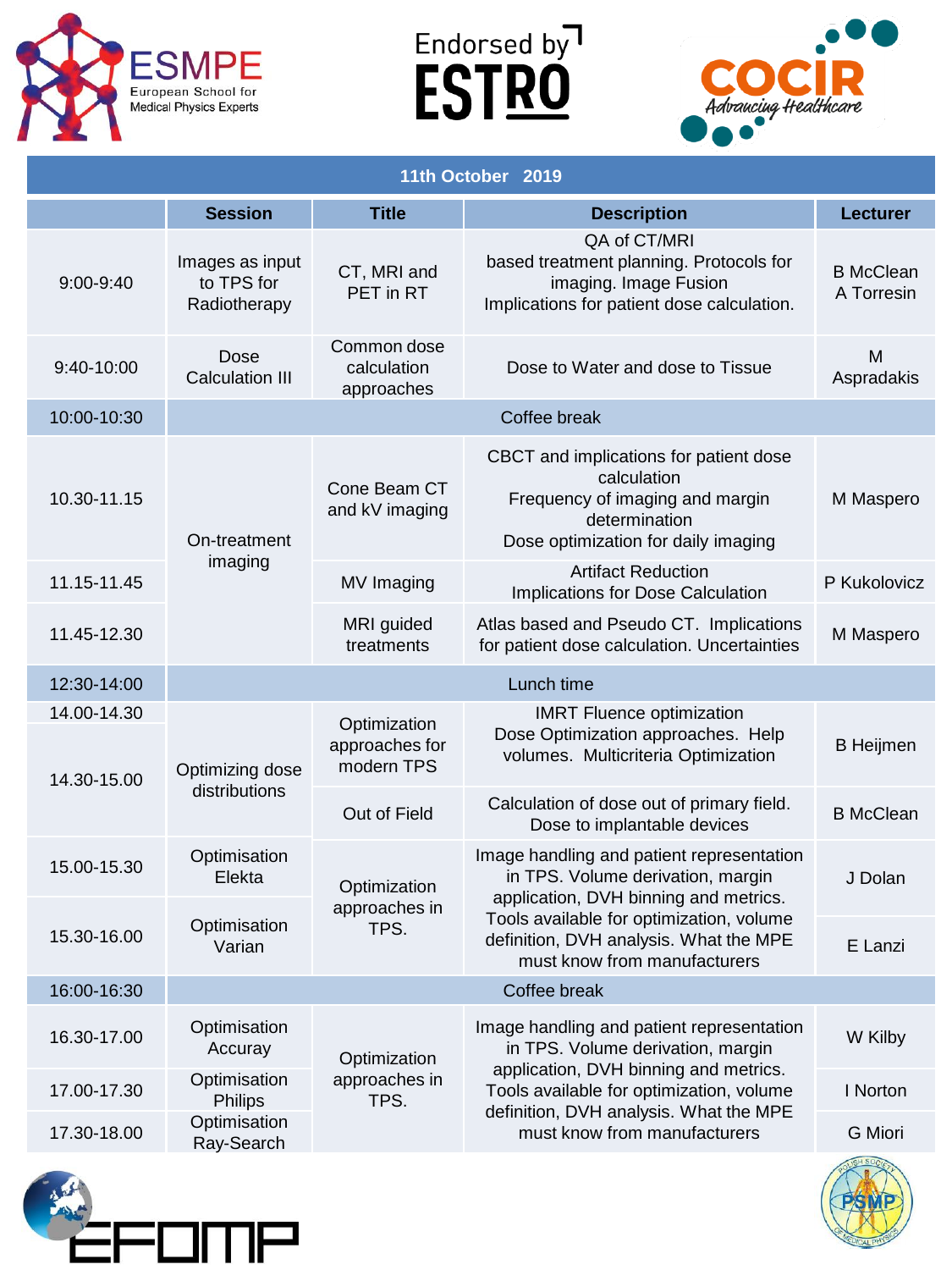ESMPE European School for Medical Physics Experts

Endorsed by ESTRO

COCIR Advancing Healthcare

## 11th October 2019

| | Session | Title | Description | Lecturer |
|---|---|---|---|---|
| 9:00-9:40 | Images as input to TPS for Radiotherapy | CT, MRI and PET in RT | QA of CT/MRI based treatment planning. Protocols for imaging. Image Fusion Implications for patient dose calculation. | B McClean A Torresin |
| 9:40-10:00 | Dose Calculation III | Common dose calculation approaches | Dose to Water and dose to Tissue | M Aspradakis |
| 10:00-10:30 | Coffee break | | | |
| 10.30-11.15 | On-treatment imaging | Cone Beam CT and kV imaging | CBCT and implications for patient dose calculation Frequency of imaging and margin determination Dose optimization for daily imaging | M Maspero |
| 11.15-11.45 | | MV Imaging | Artifact Reduction Implications for Dose Calculation | P Kukolovicz |
| 11.45-12.30 | | MRI guided treatments | Atlas based and Pseudo CT. Implications for patient dose calculation. Uncertainties | M Maspero |
| 12:30-14:00 | Lunch time | | | |
| 14.00-14.30 | Optimizing dose distributions | Optimization approaches for modern TPS | IMRT Fluence optimization Dose Optimization approaches. Help volumes. Multicriteria Optimization | B Heijmen |
| 14.30-15.00 | | Out of Field | Calculation of dose out of primary field. Dose to implantable devices | B McClean |
| 15.00-15.30 | Optimisation Elekta | Optimization approaches in TPS. | Image handling and patient representation in TPS. Volume derivation, margin application, DVH binning and metrics. Tools available for optimization, volume definition, DVH analysis. What the MPE must know from manufacturers | J Dolan |
| 15.30-16.00 | Optimisation Varian | | | E Lanzi |
| 16:00-16:30 | Coffee break | | | |
| 16.30-17.00 | Optimisation Accuray | Optimization approaches in TPS. | Image handling and patient representation in TPS. Volume derivation, margin application, DVH binning and metrics. Tools available for optimization, volume definition, DVH analysis. What the MPE must know from manufacturers | W Kilby |
| 17.00-17.30 | Optimisation Philips | | | I Norton |
| 17.30-18.00 | Optimisation Ray-Search | | | G Miori |

EFOMP

PSMP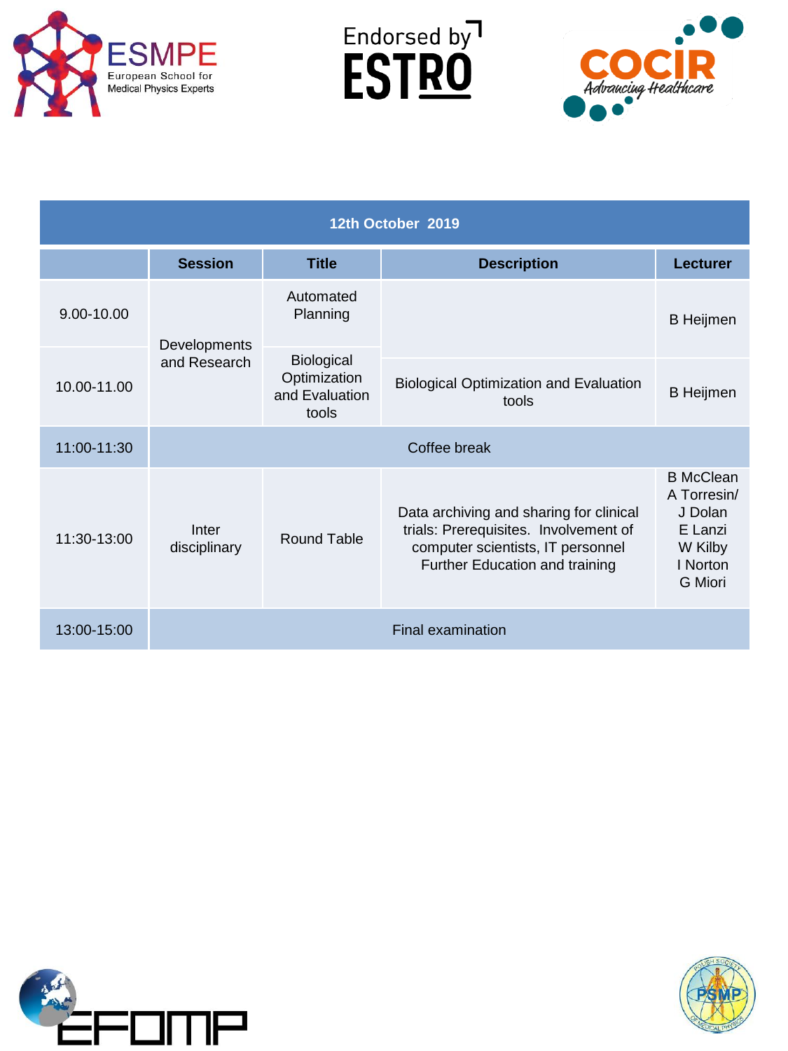| 12th October 2019 | | | | |
|---|---|---|---|---|
| | **Session** | **Title** | **Description** | **Lecturer** |
| 9.00-10.00 | Developments and Research | Automated Planning | | B Heijmen |
| 10.00-11.00 | | Biological Optimization and Evaluation tools | Biological Optimization and Evaluation tools | B Heijmen |
| 11:00-11:30 | Coffee break | | | |
| 11:30-13:00 | Inter disciplinary | Round Table | Data archiving and sharing for clinical trials: Prerequisites. Involvement of computer scientists, IT personnel Further Education and training | B McClean A Torresin/ J Dolan E Lanzi W Kilby I Norton G Miori |
| 13:00-15:00 | Final examination | | | |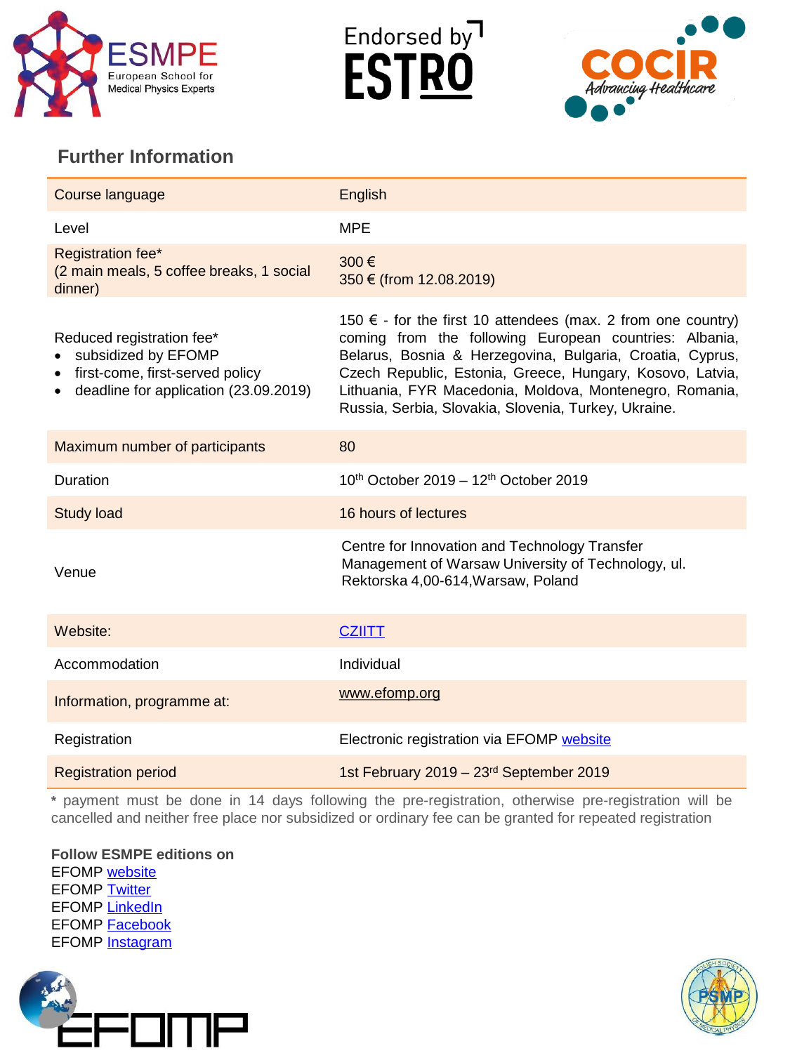## Further Information

| | |
|---|---|
| Course language | English |
| Level | MPE |
| Registration fee* (2 main meals, 5 coffee breaks, 1 social dinner) | 300 € <br> 350 € (from 12.08.2019) |
| Reduced registration fee* <br> • subsidized by EFOMP <br> • first-come, first-served policy <br> • deadline for application (23.09.2019) | 150 € - for the first 10 attendees (max. 2 from one country) coming from the following European countries: Albania, Belarus, Bosnia & Herzegovina, Bulgaria, Croatia, Cyprus, Czech Republic, Estonia, Greece, Hungary, Kosovo, Latvia, Lithuania, FYR Macedonia, Moldova, Montenegro, Romania, Russia, Serbia, Slovakia, Slovenia, Turkey, Ukraine. |
| Maximum number of participants | 80 |
| Duration | 10th October 2019 – 12th October 2019 |
| Study load | 16 hours of lectures |
| Venue | Centre for Innovation and Technology Transfer Management of Warsaw University of Technology, ul. Rektorska 4,00-614,Warsaw, Poland |
| Website: | CZIITT |
| Accommodation | Individual |
| Information, programme at: | www.efomp.org |
| Registration | Electronic registration via EFOMP website |
| Registration period | 1st February 2019 – 23rd September 2019 |

* payment must be done in 14 days following the pre-registration, otherwise pre-registration will be cancelled and neither free place nor subsidized or ordinary fee can be granted for repeated registration

**Follow ESMPE editions on**
EFOMP website
EFOMP Twitter
EFOMP LinkedIn
EFOMP Facebook
EFOMP Instagram